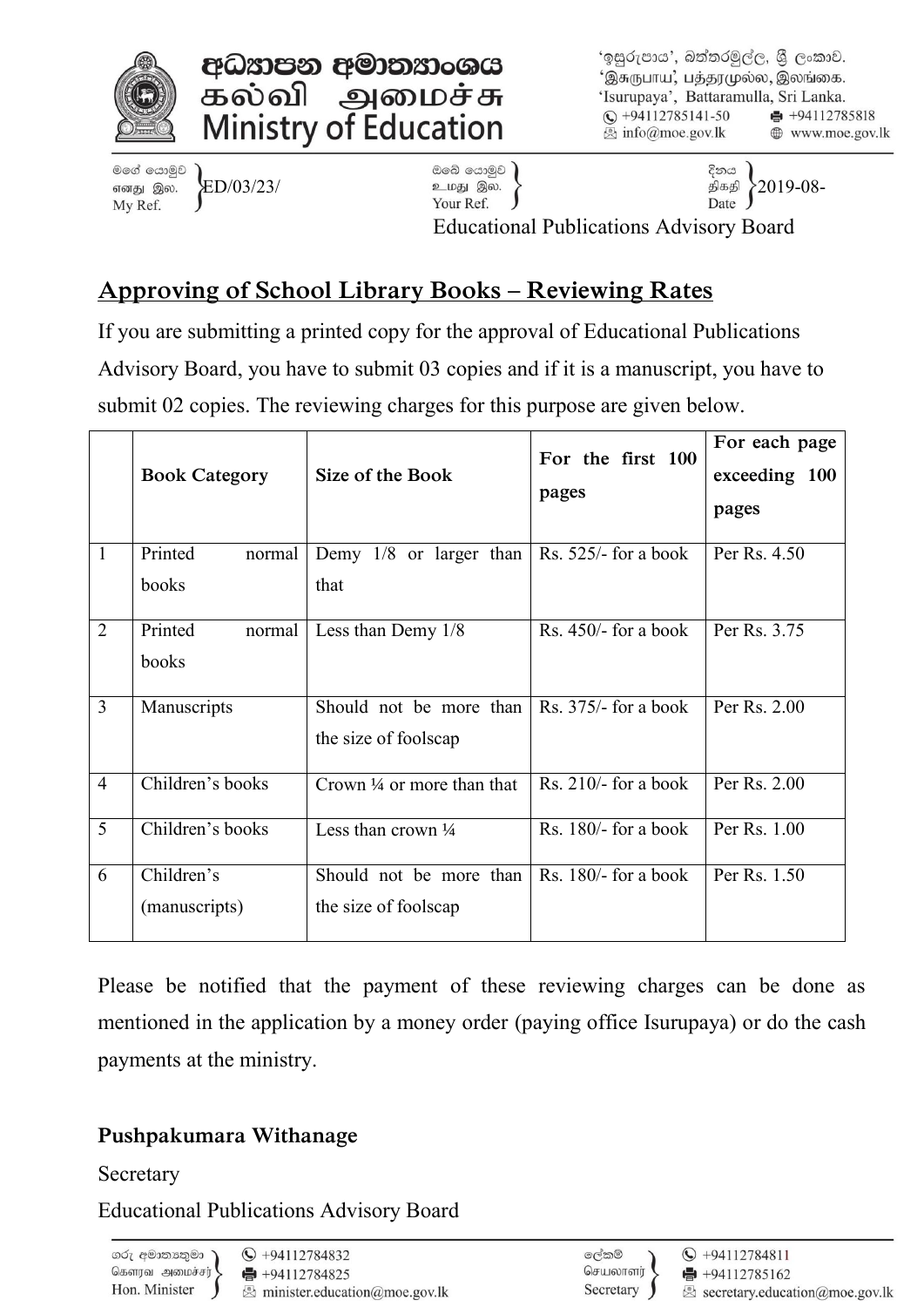අධ්‍යාපන අමාත්‍යාංශය
கல்வி அமைச்சு
Ministry of Education

'ඉසුරුපාය', බත්තරමුල්ල, ශ්‍රී ලංකාව.
'இசுருபாய', பத்தரமுல்ல, இலங்கை.
'Isurupaya', Battaramulla, Sri Lanka.
+94112785141-50 | +94112785818
info@moe.gov.lk | www.moe.gov.lk

මගේ යොමුව / எனது இல. / My Ref. ED/03/23/

ඔබේ යොමුව / உமது இல. / Your Ref.

දිනය / திகதி / Date 2019-08-

Educational Publications Advisory Board

## Approving of School Library Books – Reviewing Rates

If you are submitting a printed copy for the approval of Educational Publications Advisory Board, you have to submit 03 copies and if it is a manuscript, you have to submit 02 copies. The reviewing charges for this purpose are given below.

| | **Book Category** | **Size of the Book** | **For the first 100 pages** | **For each page exceeding 100 pages** |
|---|---|---|---|---|
| 1 | Printed normal books | Demy 1/8 or larger than that | Rs. 525/- for a book | Per Rs. 4.50 |
| 2 | Printed normal books | Less than Demy 1/8 | Rs. 450/- for a book | Per Rs. 3.75 |
| 3 | Manuscripts | Should not be more than the size of foolscap | Rs. 375/- for a book | Per Rs. 2.00 |
| 4 | Children's books | Crown ¼ or more than that | Rs. 210/- for a book | Per Rs. 2.00 |
| 5 | Children's books | Less than crown ¼ | Rs. 180/- for a book | Per Rs. 1.00 |
| 6 | Children's (manuscripts) | Should not be more than the size of foolscap | Rs. 180/- for a book | Per Rs. 1.50 |

Please be notified that the payment of these reviewing charges can be done as mentioned in the application by a money order (paying office Isurupaya) or do the cash payments at the ministry.

**Pushpakumara Withanage**

Secretary

Educational Publications Advisory Board

ගරු අමාත්‍යතුමා / கௌரவ அமைச்சர் / Hon. Minister: +94112784832 | +94112784825 | minister.education@moe.gov.lk

ලේකම් / செயலாளர் / Secretary: +94112784811 | +94112785162 | secretary.education@moe.gov.lk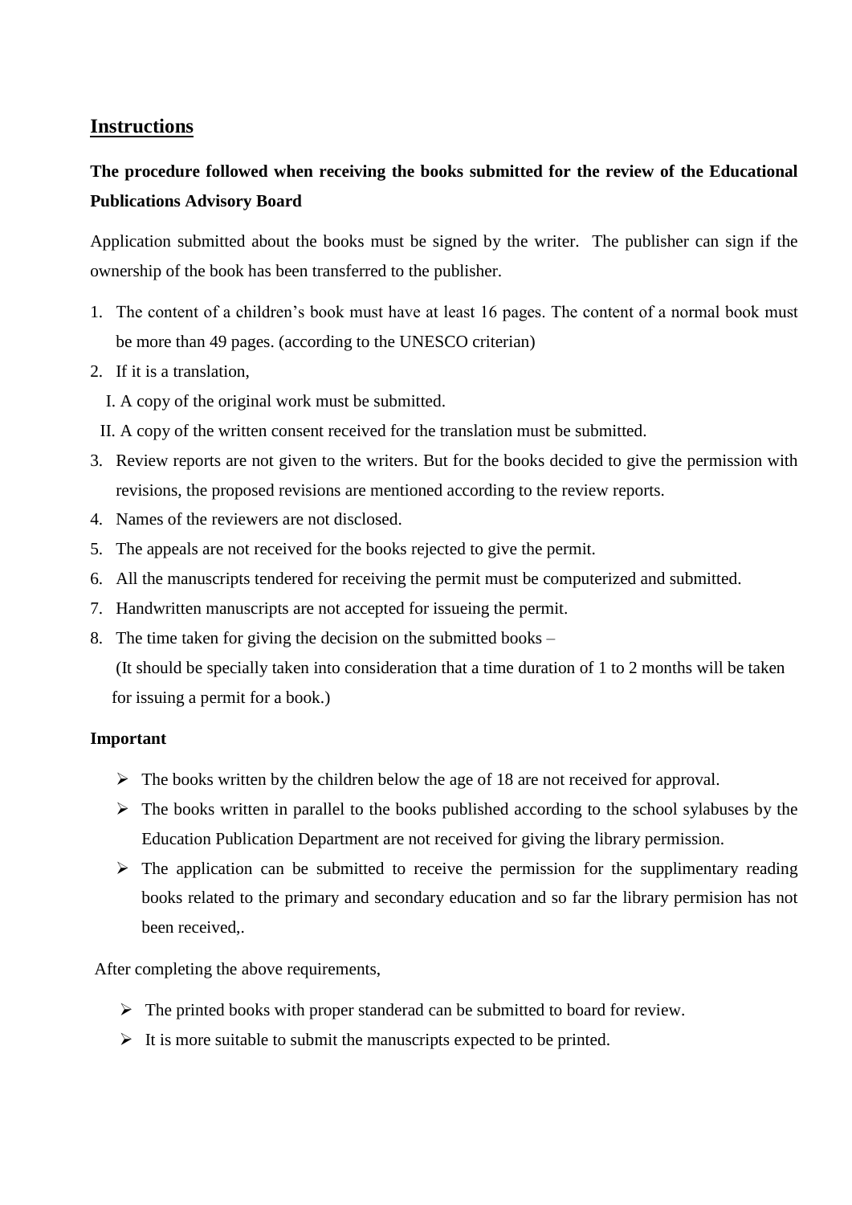## Instructions

**The procedure followed when receiving the books submitted for the review of the Educational Publications Advisory Board**

Application submitted about the books must be signed by the writer. The publisher can sign if the ownership of the book has been transferred to the publisher.

1. The content of a children's book must have at least 16 pages. The content of a normal book must be more than 49 pages. (according to the UNESCO criterian)
2. If it is a translation,
   I. A copy of the original work must be submitted.
   II. A copy of the written consent received for the translation must be submitted.
3. Review reports are not given to the writers. But for the books decided to give the permission with revisions, the proposed revisions are mentioned according to the review reports.
4. Names of the reviewers are not disclosed.
5. The appeals are not received for the books rejected to give the permit.
6. All the manuscripts tendered for receiving the permit must be computerized and submitted.
7. Handwritten manuscripts are not accepted for issueing the permit.
8. The time taken for giving the decision on the submitted books –
   (It should be specially taken into consideration that a time duration of 1 to 2 months will be taken for issuing a permit for a book.)

**Important**

- The books written by the children below the age of 18 are not received for approval.
- The books written in parallel to the books published according to the school sylabuses by the Education Publication Department are not received for giving the library permission.
- The application can be submitted to receive the permission for the supplimentary reading books related to the primary and secondary education and so far the library permision has not been received,.

After completing the above requirements,

- The printed books with proper standerad can be submitted to board for review.
- It is more suitable to submit the manuscripts expected to be printed.